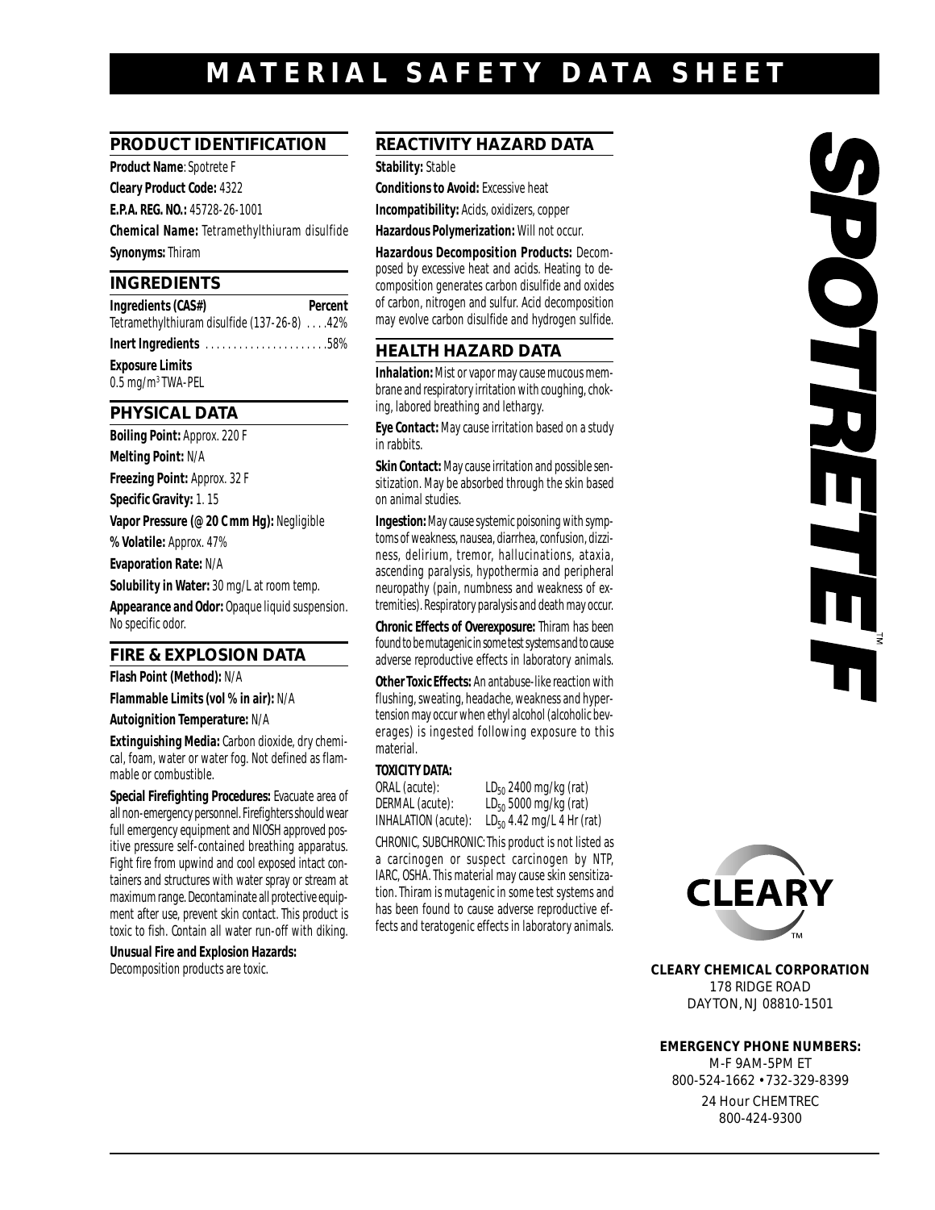# MATERIAL SAFETY DATA SHEET

## PRODUCT IDENTIFICATION

**Product Name**: Spotrete F

**Cleary Product Code:** 4322

**E.P.A. REG. NO.:** 45728-26-1001

**Chemical Name:** Tetramethylthiuram disulfide

**Synonyms:** Thiram

## INGREDIENTS

| Ingredients (CAS#) | Percent |
|---|---|
| Tetramethylthiuram disulfide (137-26-8) | 42% |
| **Inert Ingredients** | 58% |

**Exposure Limits**
0.5 mg/m$^3$ TWA-PEL

## PHYSICAL DATA

**Boiling Point:** Approx. 220 F

**Melting Point:** N/A

**Freezing Point:** Approx. 32 F

**Specific Gravity:** 1. 15

**Vapor Pressure (@ 20 C mm Hg):** Negligible

**% Volatile:** Approx. 47%

**Evaporation Rate:** N/A

**Solubility in Water:** 30 mg/L at room temp.

**Appearance and Odor:** Opaque liquid suspension. No specific odor.

## FIRE & EXPLOSION DATA

**Flash Point (Method):** N/A

**Flammable Limits (vol % in air):** N/A

**Autoignition Temperature:** N/A

**Extinguishing Media:** Carbon dioxide, dry chemical, foam, water or water fog. Not defined as flammable or combustible.

**Special Firefighting Procedures:** Evacuate area of all non-emergency personnel. Firefighters should wear full emergency equipment and NIOSH approved positive pressure self-contained breathing apparatus. Fight fire from upwind and cool exposed intact containers and structures with water spray or stream at maximum range. Decontaminate all protective equipment after use, prevent skin contact. This product is toxic to fish. Contain all water run-off with diking.

**Unusual Fire and Explosion Hazards:**
Decomposition products are toxic.

## REACTIVITY HAZARD DATA

**Stability:** Stable

**Conditions to Avoid:** Excessive heat

**Incompatibility:** Acids, oxidizers, copper

**Hazardous Polymerization:** Will not occur.

**Hazardous Decomposition Products:** Decomposed by excessive heat and acids. Heating to decomposition generates carbon disulfide and oxides of carbon, nitrogen and sulfur. Acid decomposition may evolve carbon disulfide and hydrogen sulfide.

## HEALTH HAZARD DATA

**Inhalation:** Mist or vapor may cause mucous membrane and respiratory irritation with coughing, choking, labored breathing and lethargy.

**Eye Contact:** May cause irritation based on a study in rabbits.

**Skin Contact:** May cause irritation and possible sensitization. May be absorbed through the skin based on animal studies.

**Ingestion:** May cause systemic poisoning with symptoms of weakness, nausea, diarrhea, confusion, dizziness, delirium, tremor, hallucinations, ataxia, ascending paralysis, hypothermia and peripheral neuropathy (pain, numbness and weakness of extremities). Respiratory paralysis and death may occur.

**Chronic Effects of Overexposure:** Thiram has been found to be mutagenic in some test systems and to cause adverse reproductive effects in laboratory animals.

**Other Toxic Effects:** An antabuse-like reaction with flushing, sweating, headache, weakness and hypertension may occur when ethyl alcohol (alcoholic beverages) is ingested following exposure to this material.

**TOXICITY DATA:**

| | |
|---|---|
| ORAL (acute): | $LD_{50}$ 2400 mg/kg (rat) |
| DERMAL (acute): | $LD_{50}$ 5000 mg/kg (rat) |
| INHALATION (acute): | $LD_{50}$ 4.42 mg/L 4 Hr (rat) |

CHRONIC, SUBCHRONIC: This product is not listed as a carcinogen or suspect carcinogen by NTP, IARC, OSHA. This material may cause skin sensitization. Thiram is mutagenic in some test systems and has been found to cause adverse reproductive effects and teratogenic effects in laboratory animals.

SPOTRETE F™

CLEARY™

**CLEARY CHEMICAL CORPORATION**
178 RIDGE ROAD
DAYTON, NJ 08810-1501

**EMERGENCY PHONE NUMBERS:**
M-F 9AM-5PM ET
800-524-1662 • 732-329-8399
24 Hour CHEMTREC
800-424-9300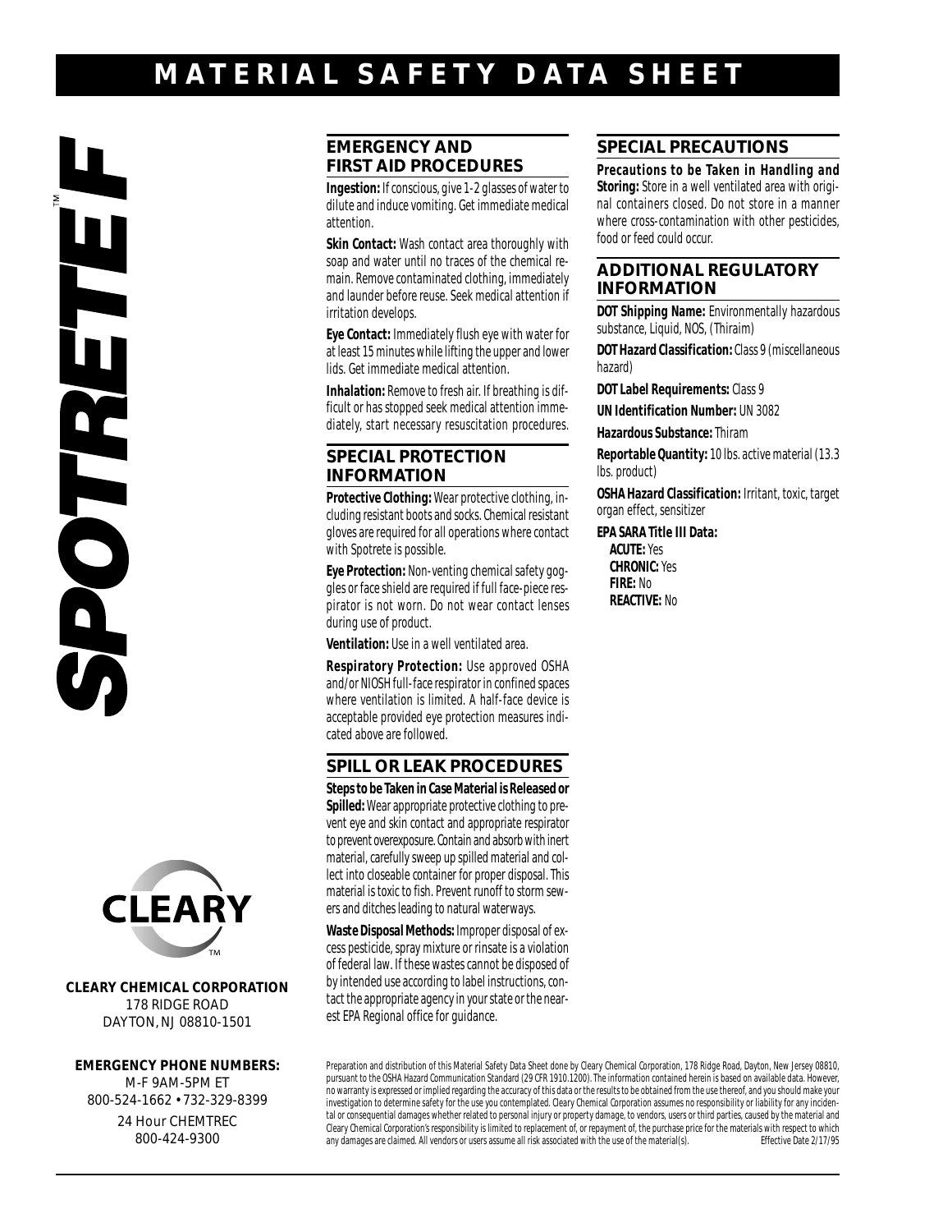# MATERIAL SAFETY DATA SHEET

SPOTRETE F™

## EMERGENCY AND FIRST AID PROCEDURES

**Ingestion:** If conscious, give 1-2 glasses of water to dilute and induce vomiting. Get immediate medical attention.

**Skin Contact:** Wash contact area thoroughly with soap and water until no traces of the chemical remain. Remove contaminated clothing, immediately and launder before reuse. Seek medical attention if irritation develops.

**Eye Contact:** Immediately flush eye with water for at least 15 minutes while lifting the upper and lower lids. Get immediate medical attention.

**Inhalation:** Remove to fresh air. If breathing is difficult or has stopped seek medical attention immediately, start necessary resuscitation procedures.

## SPECIAL PROTECTION INFORMATION

**Protective Clothing:** Wear protective clothing, including resistant boots and socks. Chemical resistant gloves are required for all operations where contact with Spotrete is possible.

**Eye Protection:** Non-venting chemical safety goggles or face shield are required if full face-piece respirator is not worn. Do not wear contact lenses during use of product.

**Ventilation:** Use in a well ventilated area.

**Respiratory Protection:** Use approved OSHA and/or NIOSH full-face respirator in confined spaces where ventilation is limited. A half-face device is acceptable provided eye protection measures indicated above are followed.

## SPILL OR LEAK PROCEDURES

**Steps to be Taken in Case Material is Released or Spilled:** Wear appropriate protective clothing to prevent eye and skin contact and appropriate respirator to prevent overexposure. Contain and absorb with inert material, carefully sweep up spilled material and collect into closeable container for proper disposal. This material is toxic to fish. Prevent runoff to storm sewers and ditches leading to natural waterways.

**Waste Disposal Methods:** Improper disposal of excess pesticide, spray mixture or rinsate is a violation of federal law. If these wastes cannot be disposed of by intended use according to label instructions, contact the appropriate agency in your state or the nearest EPA Regional office for guidance.

## SPECIAL PRECAUTIONS

**Precautions to be Taken in Handling and Storing:** Store in a well ventilated area with original containers closed. Do not store in a manner where cross-contamination with other pesticides, food or feed could occur.

## ADDITIONAL REGULATORY INFORMATION

**DOT Shipping Name:** Environmentally hazardous substance, Liquid, NOS, (Thiraim)

**DOT Hazard Classification:** Class 9 (miscellaneous hazard)

**DOT Label Requirements:** Class 9

**UN Identification Number:** UN 3082

**Hazardous Substance:** Thiram

**Reportable Quantity:** 10 lbs. active material (13.3 lbs. product)

**OSHA Hazard Classification:** Irritant, toxic, target organ effect, sensitizer

**EPA SARA Title III Data:**
- **ACUTE:** Yes
- **CHRONIC:** Yes
- **FIRE:** No
- **REACTIVE:** No

CLEARY™

**CLEARY CHEMICAL CORPORATION**
178 RIDGE ROAD
DAYTON, NJ 08810-1501

**EMERGENCY PHONE NUMBERS:**
M-F 9AM-5PM ET
800-524-1662 • 732-329-8399
24 Hour CHEMTREC
800-424-9300

Preparation and distribution of this Material Safety Data Sheet done by Cleary Chemical Corporation, 178 Ridge Road, Dayton, New Jersey 08810, pursuant to the OSHA Hazard Communication Standard (29 CFR 1910.1200). The information contained herein is based on available data. However, no warranty is expressed or implied regarding the accuracy of this data or the results to be obtained from the use thereof, and you should make your investigation to determine safety for the use you contemplated. Cleary Chemical Corporation assumes no responsibility or liability for any incidental or consequential damages whether related to personal injury or property damage, to vendors, users or third parties, caused by the material and Cleary Chemical Corporation's responsibility is limited to replacement of, or repayment of, the purchase price for the materials with respect to which any damages are claimed. All vendors or users assume all risk associated with the use of the material(s). Effective Date 2/17/95